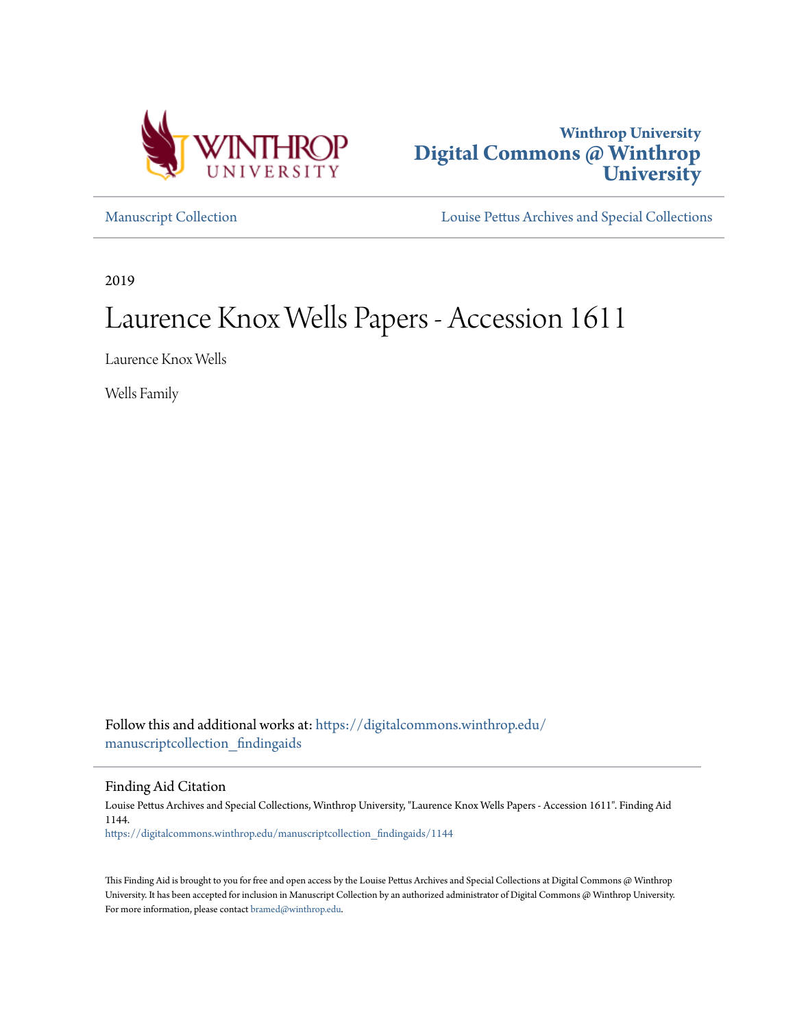Winthrop University
Digital Commons @ Winthrop University

Manuscript Collection | Louise Pettus Archives and Special Collections

2019

# Laurence Knox Wells Papers - Accession 1611

Laurence Knox Wells

Wells Family

Follow this and additional works at: https://digitalcommons.winthrop.edu/manuscriptcollection_findingaids

## Finding Aid Citation

Louise Pettus Archives and Special Collections, Winthrop University, "Laurence Knox Wells Papers - Accession 1611". Finding Aid 1144.
https://digitalcommons.winthrop.edu/manuscriptcollection_findingaids/1144

This Finding Aid is brought to you for free and open access by the Louise Pettus Archives and Special Collections at Digital Commons @ Winthrop University. It has been accepted for inclusion in Manuscript Collection by an authorized administrator of Digital Commons @ Winthrop University. For more information, please contact bramed@winthrop.edu.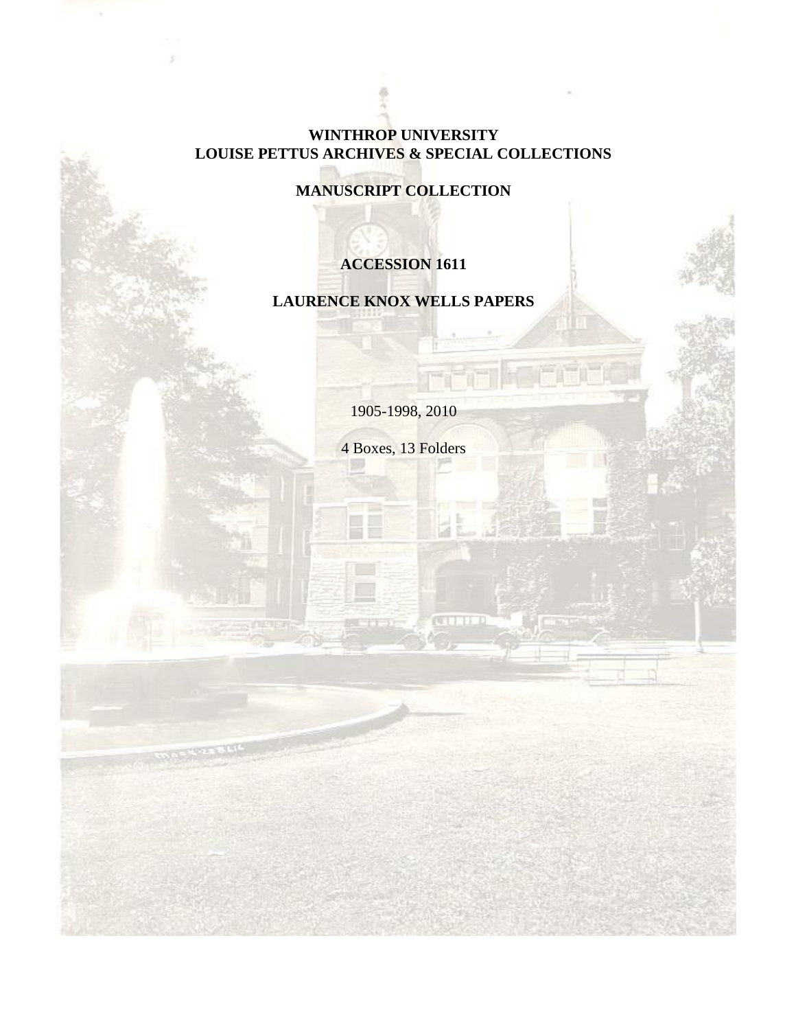# WINTHROP UNIVERSITY
# LOUISE PETTUS ARCHIVES & SPECIAL COLLECTIONS

## MANUSCRIPT COLLECTION

## ACCESSION 1611

## LAURENCE KNOX WELLS PAPERS

1905-1998, 2010

4 Boxes, 13 Folders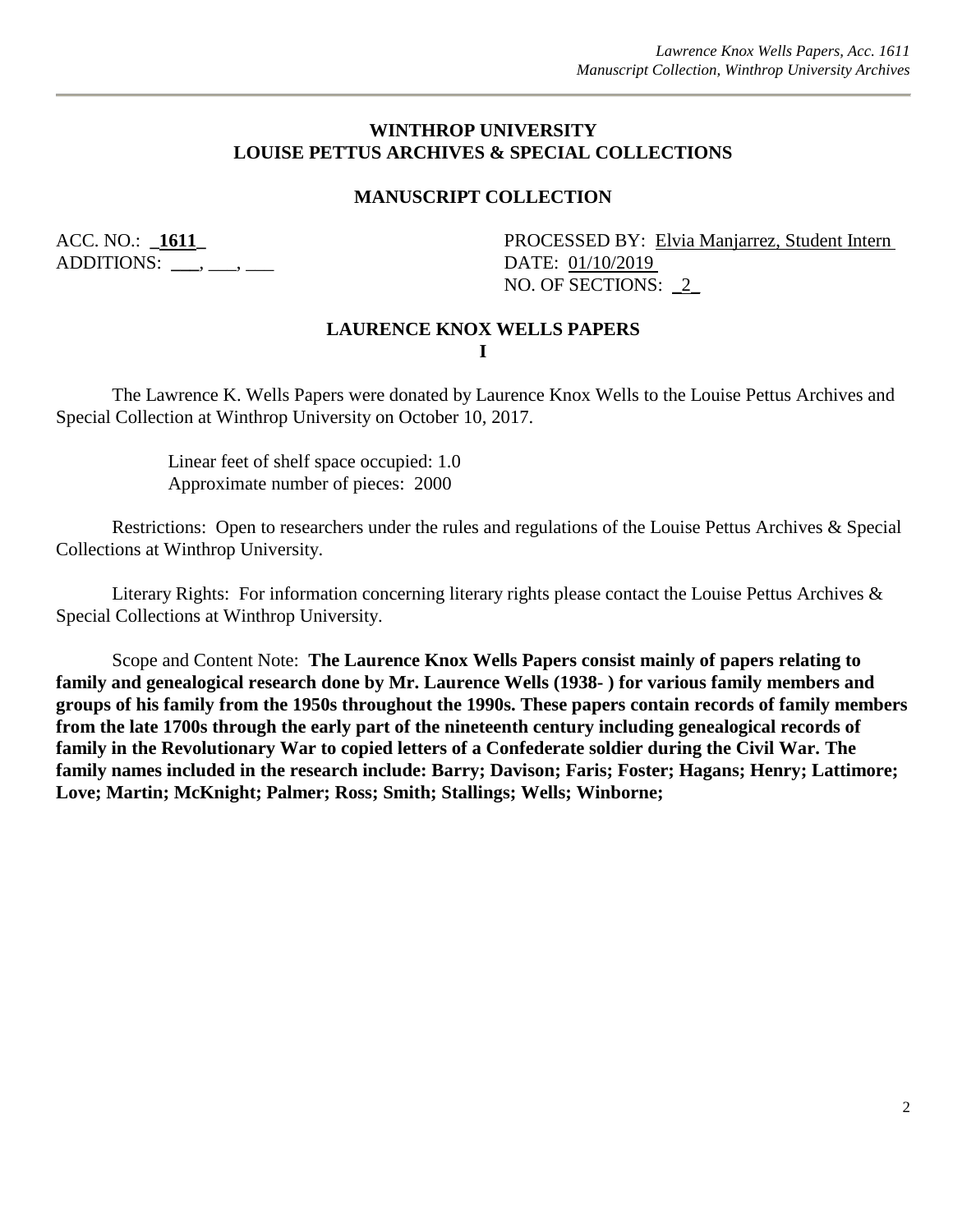## WINTHROP UNIVERSITY
## LOUISE PETTUS ARCHIVES & SPECIAL COLLECTIONS

### MANUSCRIPT COLLECTION

ACC. NO.: **1611**
ADDITIONS: ___, ___, ___

PROCESSED BY: Elvia Manjarrez, Student Intern
DATE: 01/10/2019
NO. OF SECTIONS: 2

### LAURENCE KNOX WELLS PAPERS
### I

The Lawrence K. Wells Papers were donated by Laurence Knox Wells to the Louise Pettus Archives and Special Collection at Winthrop University on October 10, 2017.

Linear feet of shelf space occupied: 1.0
Approximate number of pieces: 2000

Restrictions: Open to researchers under the rules and regulations of the Louise Pettus Archives & Special Collections at Winthrop University.

Literary Rights: For information concerning literary rights please contact the Louise Pettus Archives & Special Collections at Winthrop University.

Scope and Content Note: **The Laurence Knox Wells Papers consist mainly of papers relating to family and genealogical research done by Mr. Laurence Wells (1938- ) for various family members and groups of his family from the 1950s throughout the 1990s. These papers contain records of family members from the late 1700s through the early part of the nineteenth century including genealogical records of family in the Revolutionary War to copied letters of a Confederate soldier during the Civil War. The family names included in the research include: Barry; Davison; Faris; Foster; Hagans; Henry; Lattimore; Love; Martin; McKnight; Palmer; Ross; Smith; Stallings; Wells; Winborne;**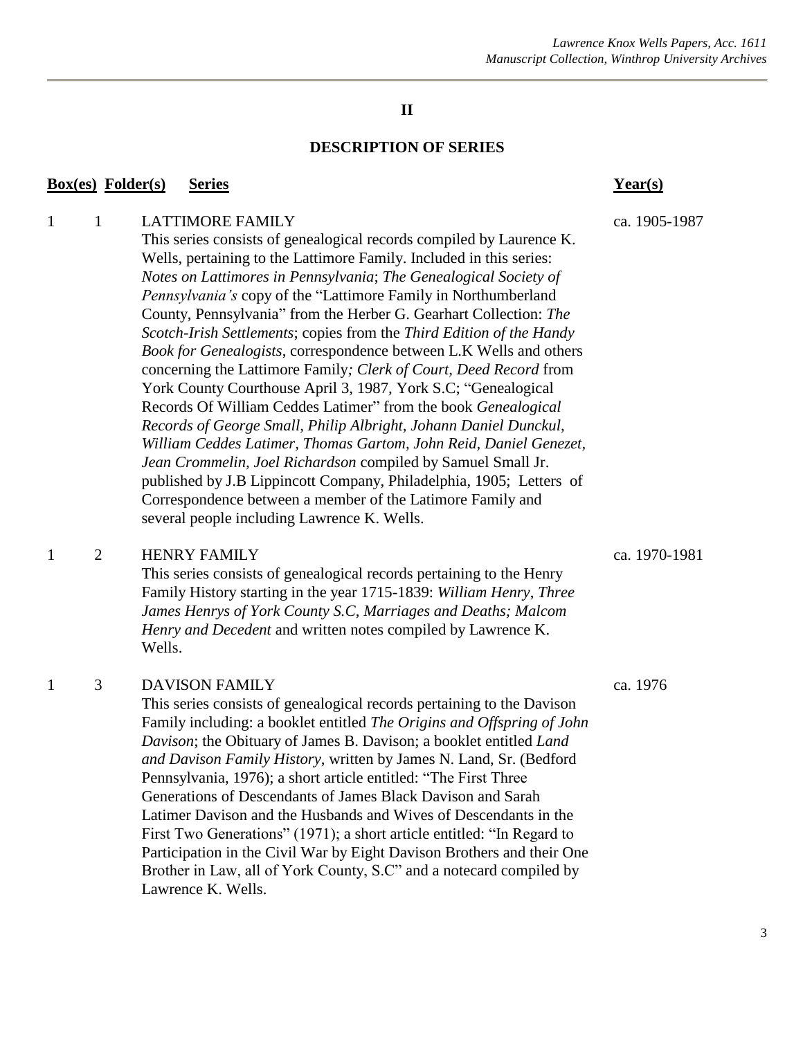## II

## DESCRIPTION OF SERIES

| Box(es) | Folder(s) | Series | Year(s) |
|---|---|---|---|
| 1 | 1 | LATTIMORE FAMILY<br>This series consists of genealogical records compiled by Laurence K. Wells, pertaining to the Lattimore Family. Included in this series: *Notes on Lattimores in Pennsylvania*; *The Genealogical Society of Pennsylvania's* copy of the "Lattimore Family in Northumberland County, Pennsylvania" from the Herber G. Gearhart Collection: *The Scotch-Irish Settlements*; copies from the *Third Edition of the Handy Book for Genealogists*, correspondence between L.K Wells and others concerning the Lattimore Family*; Clerk of Court, Deed Record* from York County Courthouse April 3, 1987, York S.C; "Genealogical Records Of William Ceddes Latimer" from the book *Genealogical Records of George Small, Philip Albright, Johann Daniel Dunckul, William Ceddes Latimer, Thomas Gartom, John Reid, Daniel Genezet, Jean Crommelin, Joel Richardson* compiled by Samuel Small Jr. published by J.B Lippincott Company, Philadelphia, 1905; Letters of Correspondence between a member of the Latimore Family and several people including Lawrence K. Wells. | ca. 1905-1987 |
| 1 | 2 | HENRY FAMILY<br>This series consists of genealogical records pertaining to the Henry Family History starting in the year 1715-1839: *William Henry*, *Three James Henrys of York County S.C*, *Marriages and Deaths; Malcom Henry and Decedent* and written notes compiled by Lawrence K. Wells. | ca. 1970-1981 |
| 1 | 3 | DAVISON FAMILY<br>This series consists of genealogical records pertaining to the Davison Family including: a booklet entitled *The Origins and Offspring of John Davison*; the Obituary of James B. Davison; a booklet entitled *Land and Davison Family History*, written by James N. Land, Sr. (Bedford Pennsylvania, 1976); a short article entitled: "The First Three Generations of Descendants of James Black Davison and Sarah Latimer Davison and the Husbands and Wives of Descendants in the First Two Generations" (1971); a short article entitled: "In Regard to Participation in the Civil War by Eight Davison Brothers and their One Brother in Law, all of York County, S.C" and a notecard compiled by Lawrence K. Wells. | ca. 1976 |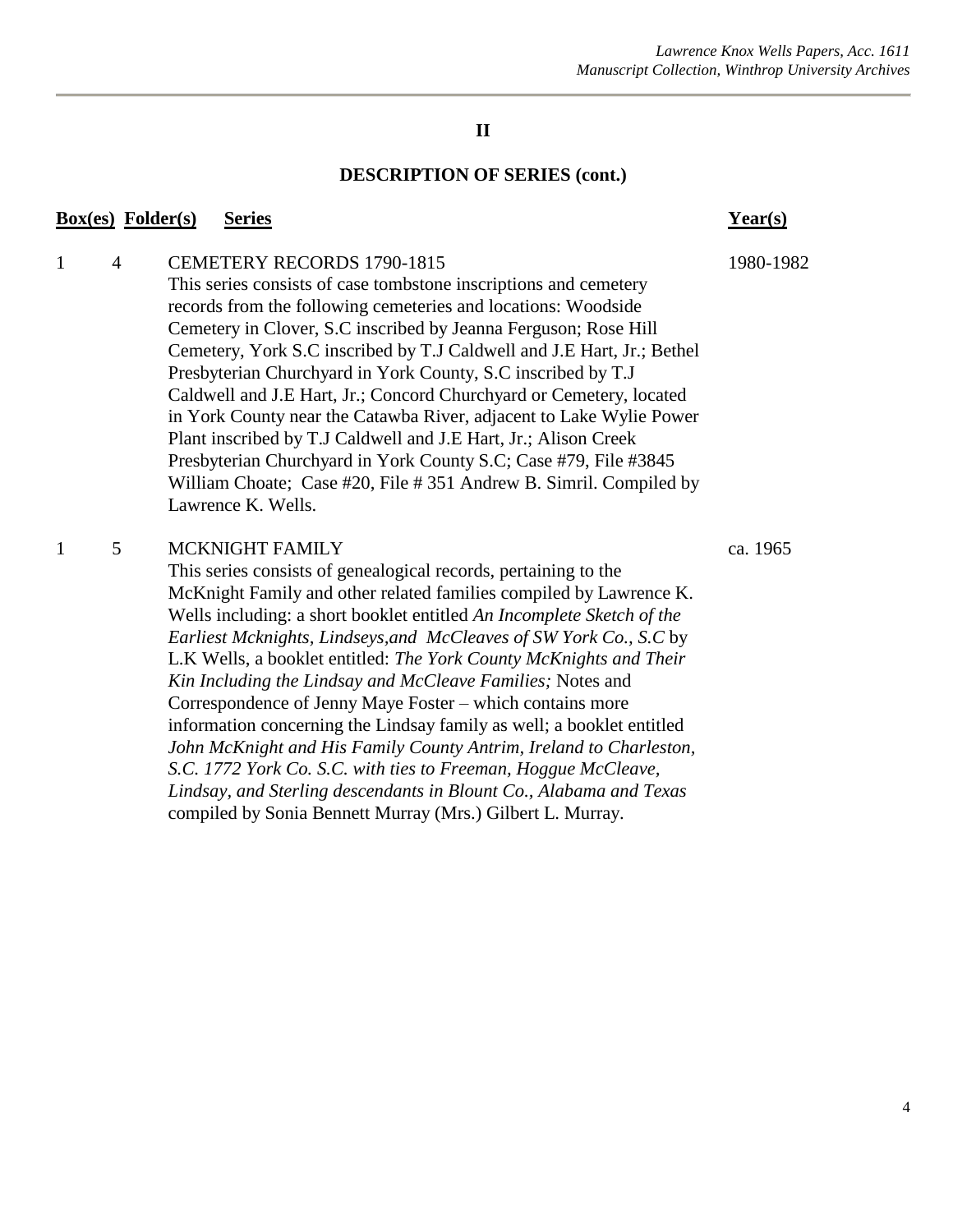## II

## DESCRIPTION OF SERIES (cont.)

| Box(es) | Folder(s) | Series | Year(s) |
|---|---|---|---|
| 1 | 4 | CEMETERY RECORDS 1790-1815<br>This series consists of case tombstone inscriptions and cemetery records from the following cemeteries and locations: Woodside Cemetery in Clover, S.C inscribed by Jeanna Ferguson; Rose Hill Cemetery, York S.C inscribed by T.J Caldwell and J.E Hart, Jr.; Bethel Presbyterian Churchyard in York County, S.C inscribed by T.J Caldwell and J.E Hart, Jr.; Concord Churchyard or Cemetery, located in York County near the Catawba River, adjacent to Lake Wylie Power Plant inscribed by T.J Caldwell and J.E Hart, Jr.; Alison Creek Presbyterian Churchyard in York County S.C; Case #79, File #3845 William Choate; Case #20, File # 351 Andrew B. Simril. Compiled by Lawrence K. Wells. | 1980-1982 |
| 1 | 5 | MCKNIGHT FAMILY<br>This series consists of genealogical records, pertaining to the McKnight Family and other related families compiled by Lawrence K. Wells including: a short booklet entitled *An Incomplete Sketch of the Earliest Mcknights, Lindseys,and McCleaves of SW York Co., S.C* by L.K Wells, a booklet entitled: *The York County McKnights and Their Kin Including the Lindsay and McCleave Families;* Notes and Correspondence of Jenny Maye Foster – which contains more information concerning the Lindsay family as well; a booklet entitled *John McKnight and His Family County Antrim, Ireland to Charleston, S.C. 1772 York Co. S.C. with ties to Freeman, Hoggue McCleave, Lindsay, and Sterling descendants in Blount Co., Alabama and Texas* compiled by Sonia Bennett Murray (Mrs.) Gilbert L. Murray. | ca. 1965 |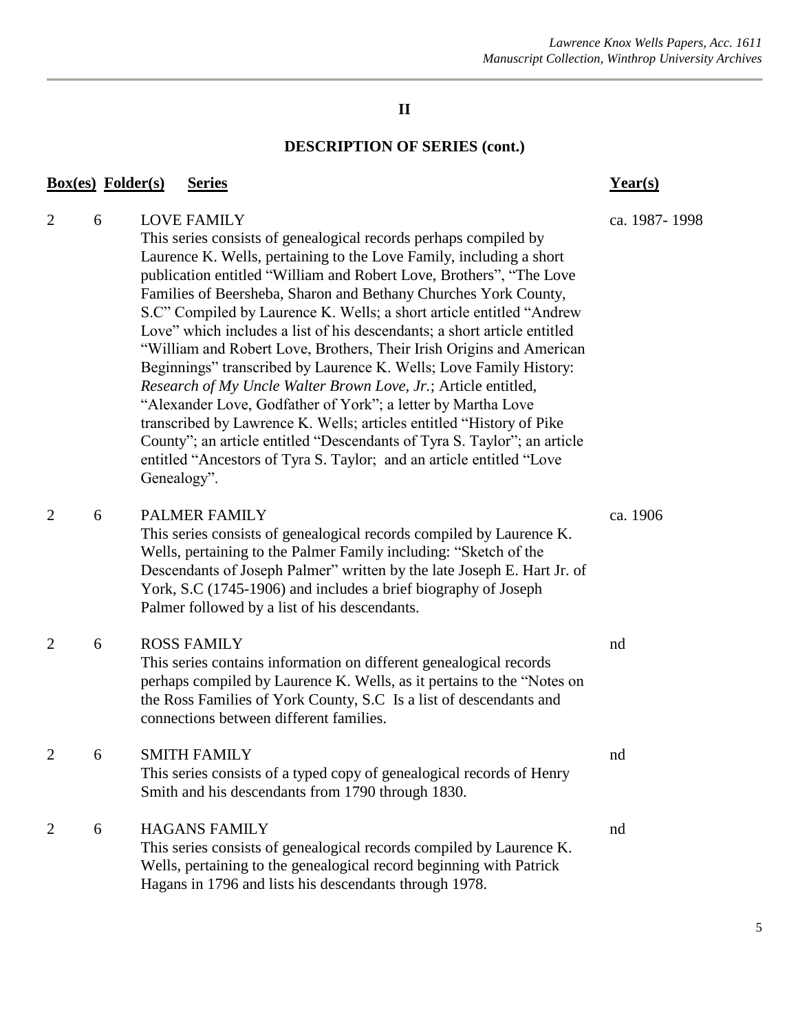## II

## DESCRIPTION OF SERIES (cont.)

| Box(es) | Folder(s) | Series | Year(s) |
|---|---|---|---|
| 2 | 6 | LOVE FAMILY<br>This series consists of genealogical records perhaps compiled by Laurence K. Wells, pertaining to the Love Family, including a short publication entitled "William and Robert Love, Brothers", "The Love Families of Beersheba, Sharon and Bethany Churches York County, S.C" Compiled by Laurence K. Wells; a short article entitled "Andrew Love" which includes a list of his descendants; a short article entitled "William and Robert Love, Brothers, Their Irish Origins and American Beginnings" transcribed by Laurence K. Wells; Love Family History: *Research of My Uncle Walter Brown Love, Jr.*; Article entitled, "Alexander Love, Godfather of York"; a letter by Martha Love transcribed by Lawrence K. Wells; articles entitled "History of Pike County"; an article entitled "Descendants of Tyra S. Taylor"; an article entitled "Ancestors of Tyra S. Taylor; and an article entitled "Love Genealogy". | ca. 1987- 1998 |
| 2 | 6 | PALMER FAMILY<br>This series consists of genealogical records compiled by Laurence K. Wells, pertaining to the Palmer Family including: "Sketch of the Descendants of Joseph Palmer" written by the late Joseph E. Hart Jr. of York, S.C (1745-1906) and includes a brief biography of Joseph Palmer followed by a list of his descendants. | ca. 1906 |
| 2 | 6 | ROSS FAMILY<br>This series contains information on different genealogical records perhaps compiled by Laurence K. Wells, as it pertains to the "Notes on the Ross Families of York County, S.C Is a list of descendants and connections between different families. | nd |
| 2 | 6 | SMITH FAMILY<br>This series consists of a typed copy of genealogical records of Henry Smith and his descendants from 1790 through 1830. | nd |
| 2 | 6 | HAGANS FAMILY<br>This series consists of genealogical records compiled by Laurence K. Wells, pertaining to the genealogical record beginning with Patrick Hagans in 1796 and lists his descendants through 1978. | nd |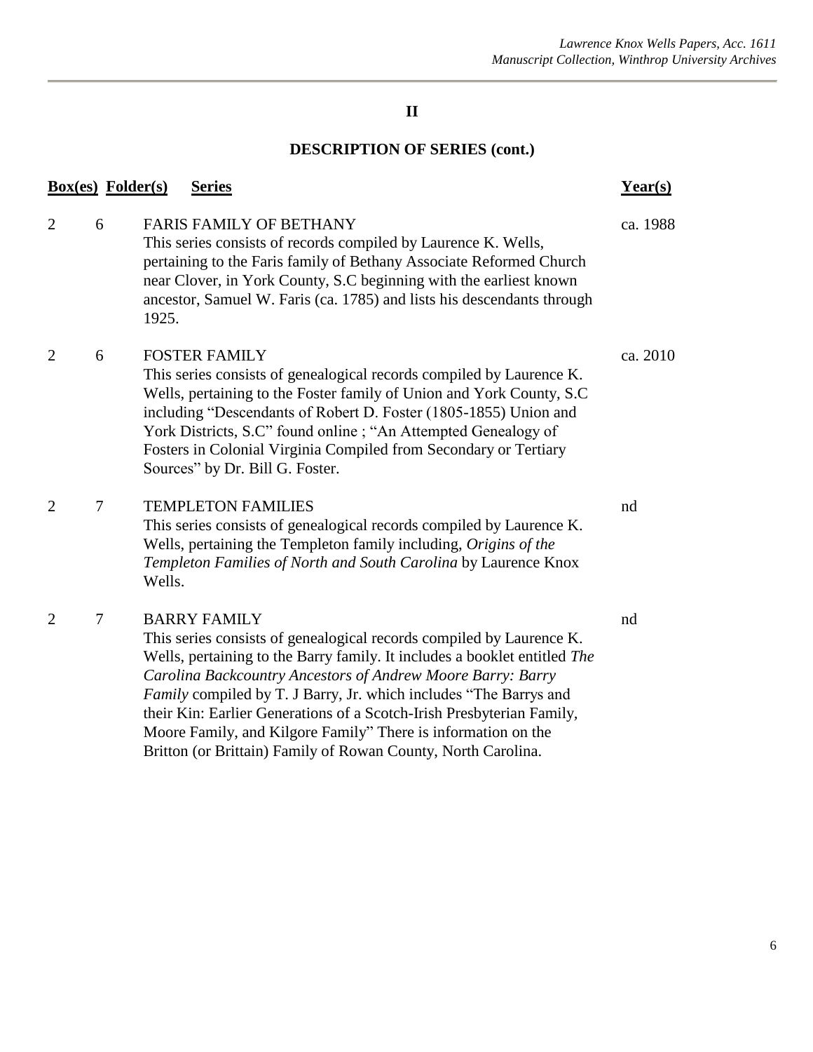## II

## DESCRIPTION OF SERIES (cont.)

| Box(es) | Folder(s) | Series | Year(s) |
|---|---|---|---|
| 2 | 6 | FARIS FAMILY OF BETHANY<br>This series consists of records compiled by Laurence K. Wells, pertaining to the Faris family of Bethany Associate Reformed Church near Clover, in York County, S.C beginning with the earliest known ancestor, Samuel W. Faris (ca. 1785) and lists his descendants through 1925. | ca. 1988 |
| 2 | 6 | FOSTER FAMILY<br>This series consists of genealogical records compiled by Laurence K. Wells, pertaining to the Foster family of Union and York County, S.C including "Descendants of Robert D. Foster (1805-1855) Union and York Districts, S.C" found online ; "An Attempted Genealogy of Fosters in Colonial Virginia Compiled from Secondary or Tertiary Sources" by Dr. Bill G. Foster. | ca. 2010 |
| 2 | 7 | TEMPLETON FAMILIES<br>This series consists of genealogical records compiled by Laurence K. Wells, pertaining the Templeton family including, *Origins of the Templeton Families of North and South Carolina* by Laurence Knox Wells. | nd |
| 2 | 7 | BARRY FAMILY<br>This series consists of genealogical records compiled by Laurence K. Wells, pertaining to the Barry family. It includes a booklet entitled *The Carolina Backcountry Ancestors of Andrew Moore Barry: Barry Family* compiled by T. J Barry, Jr. which includes "The Barrys and their Kin: Earlier Generations of a Scotch-Irish Presbyterian Family, Moore Family, and Kilgore Family" There is information on the Britton (or Brittain) Family of Rowan County, North Carolina. | nd |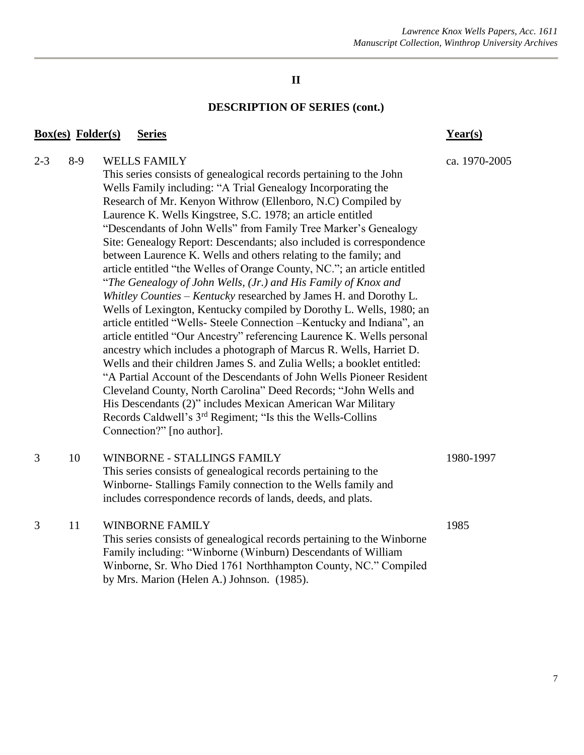## II

## DESCRIPTION OF SERIES (cont.)

| Box(es) | Folder(s) | Series | Year(s) |
|---|---|---|---|
| 2-3 | 8-9 | WELLS FAMILY<br>This series consists of genealogical records pertaining to the John Wells Family including: "A Trial Genealogy Incorporating the Research of Mr. Kenyon Withrow (Ellenboro, N.C) Compiled by Laurence K. Wells Kingstree, S.C. 1978; an article entitled "Descendants of John Wells" from Family Tree Marker's Genealogy Site: Genealogy Report: Descendants; also included is correspondence between Laurence K. Wells and others relating to the family; and article entitled "the Welles of Orange County, NC."; an article entitled "*The Genealogy of John Wells, (Jr.) and His Family of Knox and Whitley Counties – Kentucky* researched by James H. and Dorothy L. Wells of Lexington, Kentucky compiled by Dorothy L. Wells, 1980; an article entitled "Wells- Steele Connection –Kentucky and Indiana", an article entitled "Our Ancestry" referencing Laurence K. Wells personal ancestry which includes a photograph of Marcus R. Wells, Harriet D. Wells and their children James S. and Zulia Wells; a booklet entitled: "A Partial Account of the Descendants of John Wells Pioneer Resident Cleveland County, North Carolina" Deed Records; "John Wells and His Descendants (2)" includes Mexican American War Military Records Caldwell's 3rd Regiment; "Is this the Wells-Collins Connection?" [no author]. | ca. 1970-2005 |
| 3 | 10 | WINBORNE - STALLINGS FAMILY<br>This series consists of genealogical records pertaining to the Winborne- Stallings Family connection to the Wells family and includes correspondence records of lands, deeds, and plats. | 1980-1997 |
| 3 | 11 | WINBORNE FAMILY<br>This series consists of genealogical records pertaining to the Winborne Family including: "Winborne (Winburn) Descendants of William Winborne, Sr. Who Died 1761 Northhampton County, NC." Compiled by Mrs. Marion (Helen A.) Johnson. (1985). | 1985 |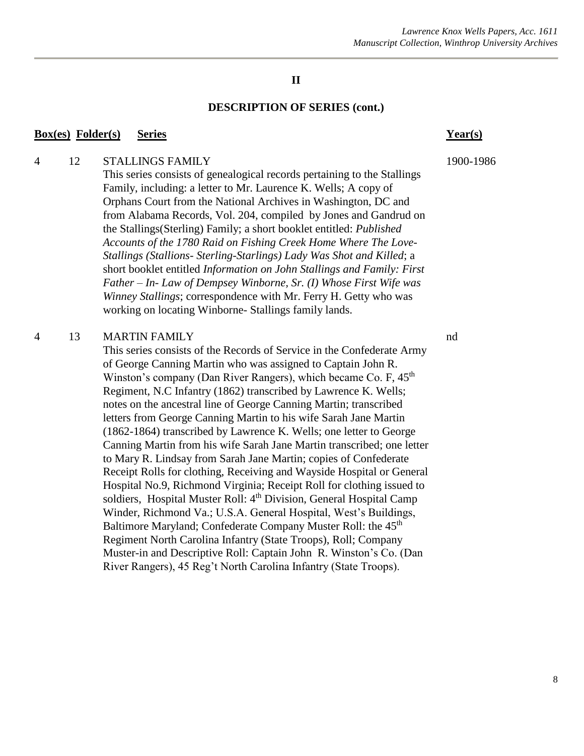## II

## DESCRIPTION OF SERIES (cont.)

| Box(es) | Folder(s) | Series | Year(s) |
|---|---|---|---|
| 4 | 12 | STALLINGS FAMILY<br>This series consists of genealogical records pertaining to the Stallings Family, including: a letter to Mr. Laurence K. Wells; A copy of Orphans Court from the National Archives in Washington, DC and from Alabama Records, Vol. 204, compiled by Jones and Gandrud on the Stallings(Sterling) Family; a short booklet entitled: *Published Accounts of the 1780 Raid on Fishing Creek Home Where The Love-Stallings (Stallions- Sterling-Starlings) Lady Was Shot and Killed*; a short booklet entitled *Information on John Stallings and Family: First Father – In- Law of Dempsey Winborne, Sr. (I) Whose First Wife was Winney Stallings*; correspondence with Mr. Ferry H. Getty who was working on locating Winborne- Stallings family lands. | 1900-1986 |
| 4 | 13 | MARTIN FAMILY<br>This series consists of the Records of Service in the Confederate Army of George Canning Martin who was assigned to Captain John R. Winston's company (Dan River Rangers), which became Co. F, 45th Regiment, N.C Infantry (1862) transcribed by Lawrence K. Wells; notes on the ancestral line of George Canning Martin; transcribed letters from George Canning Martin to his wife Sarah Jane Martin (1862-1864) transcribed by Lawrence K. Wells; one letter to George Canning Martin from his wife Sarah Jane Martin transcribed; one letter to Mary R. Lindsay from Sarah Jane Martin; copies of Confederate Receipt Rolls for clothing, Receiving and Wayside Hospital or General Hospital No.9, Richmond Virginia; Receipt Roll for clothing issued to soldiers, Hospital Muster Roll: 4th Division, General Hospital Camp Winder, Richmond Va.; U.S.A. General Hospital, West's Buildings, Baltimore Maryland; Confederate Company Muster Roll: the 45th Regiment North Carolina Infantry (State Troops), Roll; Company Muster-in and Descriptive Roll: Captain John R. Winston's Co. (Dan River Rangers), 45 Reg't North Carolina Infantry (State Troops). | nd |